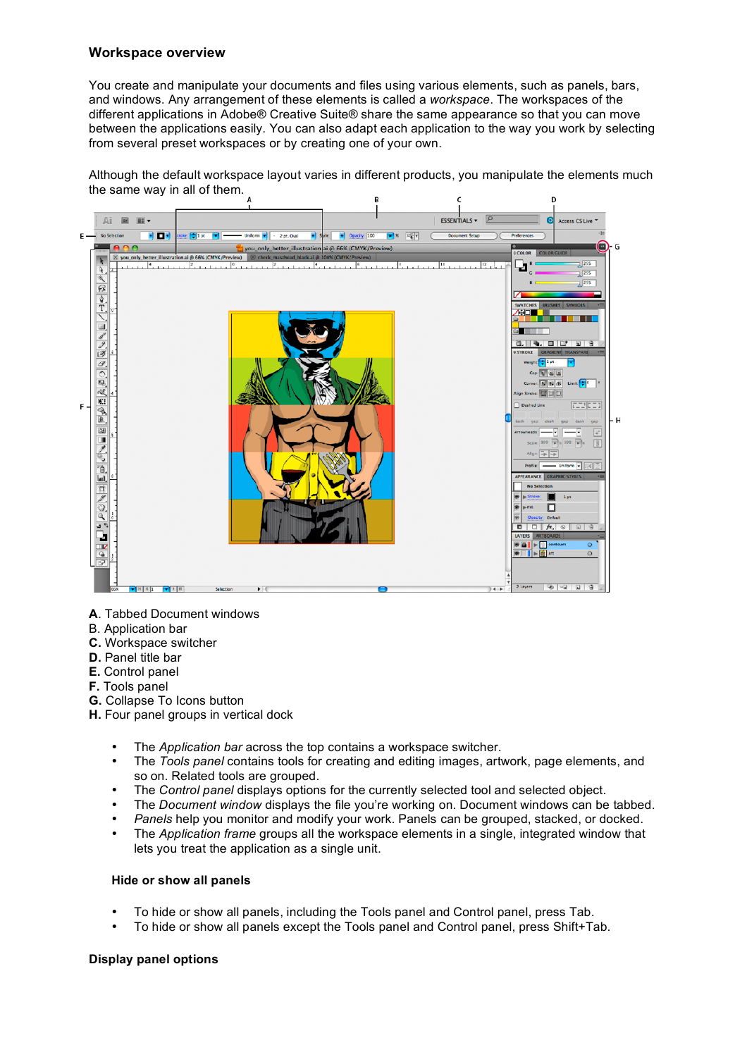## Workspace overview

You create and manipulate your documents and files using various elements, such as panels, bars, and windows. Any arrangement of these elements is called a *workspace*. The workspaces of the different applications in Adobe® Creative Suite® share the same appearance so that you can move between the applications easily. You can also adapt each application to the way you work by selecting from several preset workspaces or by creating one of your own.

Although the default workspace layout varies in different products, you manipulate the elements much the same way in all of them.

**A**. Tabbed Document windows
**B**. Application bar
**C**. Workspace switcher
**D**. Panel title bar
**E**. Control panel
**F**. Tools panel
**G**. Collapse To Icons button
**H**. Four panel groups in vertical dock

- The *Application bar* across the top contains a workspace switcher.
- The *Tools panel* contains tools for creating and editing images, artwork, page elements, and so on. Related tools are grouped.
- The *Control panel* displays options for the currently selected tool and selected object.
- The *Document window* displays the file you're working on. Document windows can be tabbed.
- *Panels* help you monitor and modify your work. Panels can be grouped, stacked, or docked.
- The *Application frame* groups all the workspace elements in a single, integrated window that lets you treat the application as a single unit.

### Hide or show all panels

- To hide or show all panels, including the Tools panel and Control panel, press Tab.
- To hide or show all panels except the Tools panel and Control panel, press Shift+Tab.

### Display panel options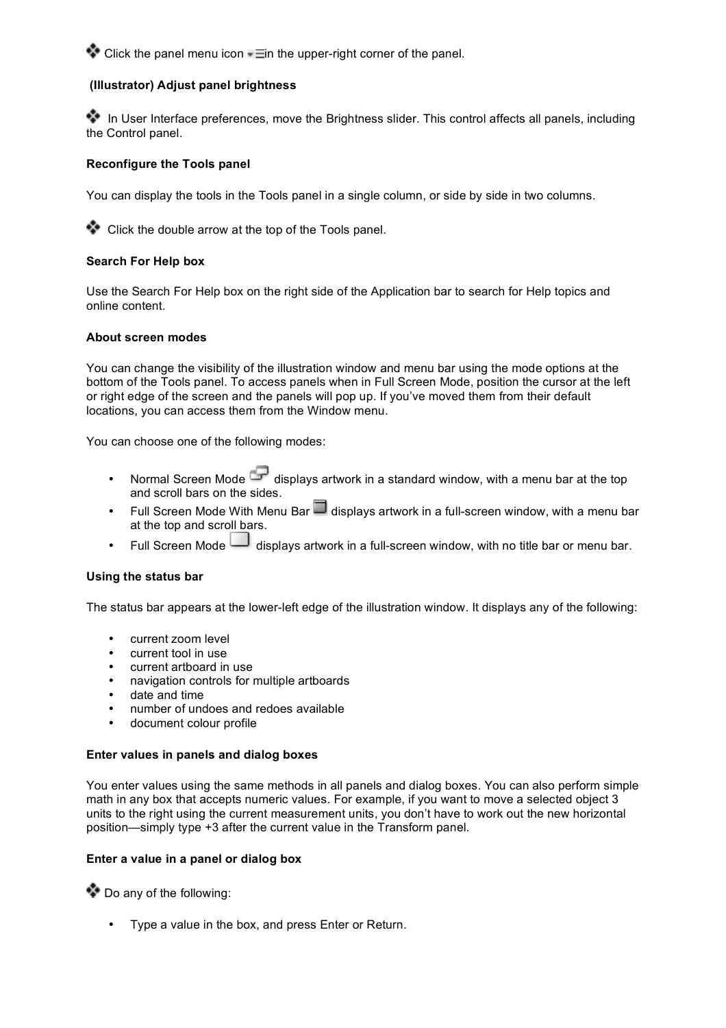❖ Click the panel menu icon in the upper-right corner of the panel.

**(Illustrator) Adjust panel brightness**

❖ In User Interface preferences, move the Brightness slider. This control affects all panels, including the Control panel.

**Reconfigure the Tools panel**

You can display the tools in the Tools panel in a single column, or side by side in two columns.

❖ Click the double arrow at the top of the Tools panel.

**Search For Help box**

Use the Search For Help box on the right side of the Application bar to search for Help topics and online content.

**About screen modes**

You can change the visibility of the illustration window and menu bar using the mode options at the bottom of the Tools panel. To access panels when in Full Screen Mode, position the cursor at the left or right edge of the screen and the panels will pop up. If you've moved them from their default locations, you can access them from the Window menu.

You can choose one of the following modes:

- Normal Screen Mode displays artwork in a standard window, with a menu bar at the top and scroll bars on the sides.
- Full Screen Mode With Menu Bar displays artwork in a full-screen window, with a menu bar at the top and scroll bars.
- Full Screen Mode displays artwork in a full-screen window, with no title bar or menu bar.

**Using the status bar**

The status bar appears at the lower-left edge of the illustration window. It displays any of the following:

- current zoom level
- current tool in use
- current artboard in use
- navigation controls for multiple artboards
- date and time
- number of undoes and redoes available
- document colour profile

**Enter values in panels and dialog boxes**

You enter values using the same methods in all panels and dialog boxes. You can also perform simple math in any box that accepts numeric values. For example, if you want to move a selected object 3 units to the right using the current measurement units, you don't have to work out the new horizontal position—simply type +3 after the current value in the Transform panel.

**Enter a value in a panel or dialog box**

❖ Do any of the following:

- Type a value in the box, and press Enter or Return.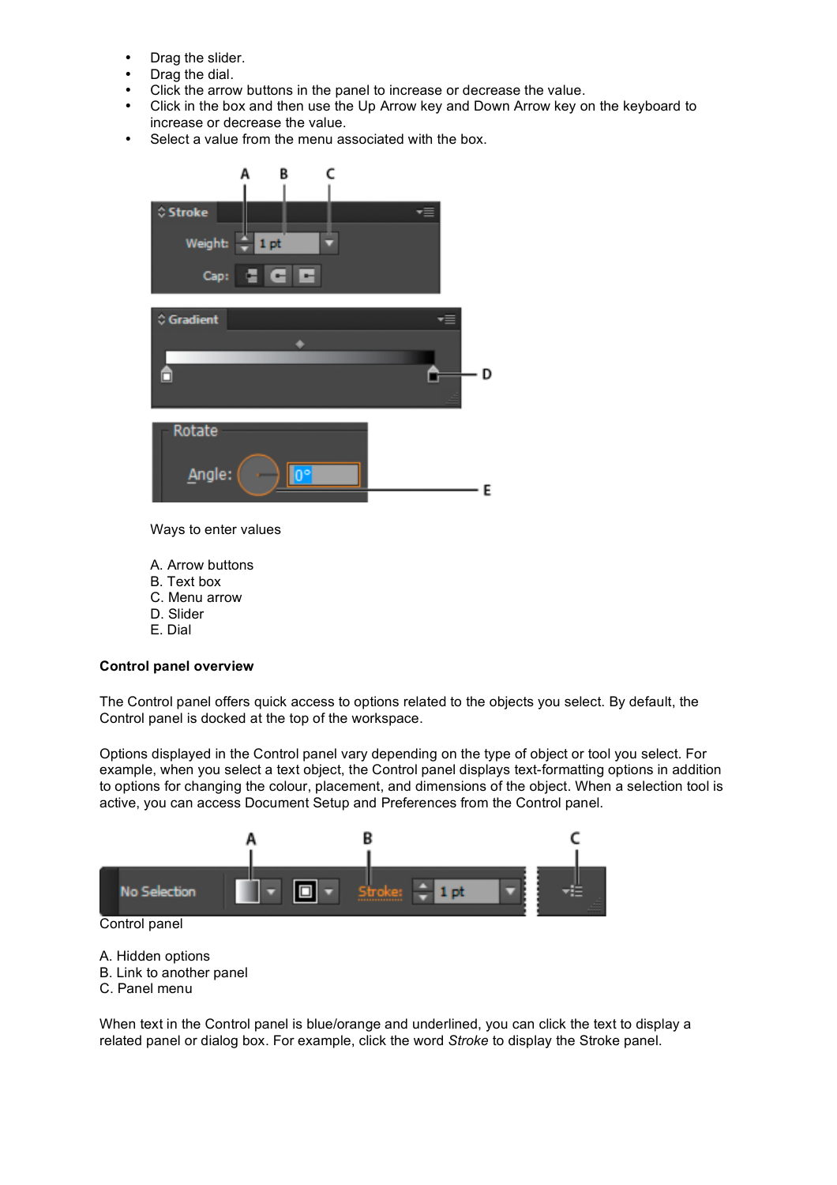- Drag the slider.
- Drag the dial.
- Click the arrow buttons in the panel to increase or decrease the value.
- Click in the box and then use the Up Arrow key and Down Arrow key on the keyboard to increase or decrease the value.
- Select a value from the menu associated with the box.

Ways to enter values

A. Arrow buttons
B. Text box
C. Menu arrow
D. Slider
E. Dial

**Control panel overview**

The Control panel offers quick access to options related to the objects you select. By default, the Control panel is docked at the top of the workspace.

Options displayed in the Control panel vary depending on the type of object or tool you select. For example, when you select a text object, the Control panel displays text-formatting options in addition to options for changing the colour, placement, and dimensions of the object. When a selection tool is active, you can access Document Setup and Preferences from the Control panel.

Control panel

A. Hidden options
B. Link to another panel
C. Panel menu

When text in the Control panel is blue/orange and underlined, you can click the text to display a related panel or dialog box. For example, click the word *Stroke* to display the Stroke panel.